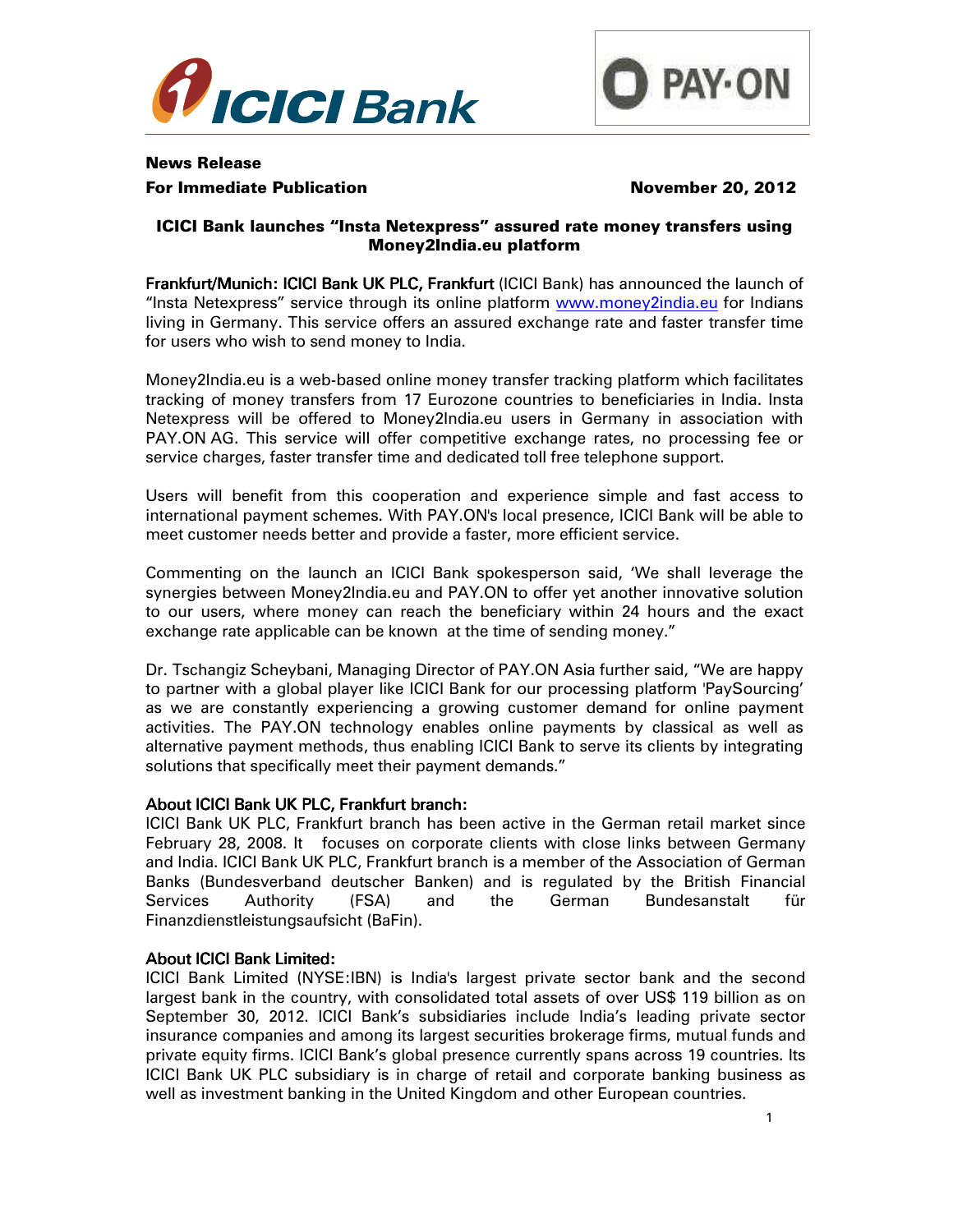**News Release**

**For Immediate Publication** **November 20, 2012**

## ICICI Bank launches "Insta Netexpress" assured rate money transfers using Money2India.eu platform

**Frankfurt/Munich: ICICI Bank UK PLC, Frankfurt** (ICICI Bank) has announced the launch of "Insta Netexpress" service through its online platform www.money2india.eu for Indians living in Germany. This service offers an assured exchange rate and faster transfer time for users who wish to send money to India.

Money2India.eu is a web-based online money transfer tracking platform which facilitates tracking of money transfers from 17 Eurozone countries to beneficiaries in India. Insta Netexpress will be offered to Money2India.eu users in Germany in association with PAY.ON AG. This service will offer competitive exchange rates, no processing fee or service charges, faster transfer time and dedicated toll free telephone support.

Users will benefit from this cooperation and experience simple and fast access to international payment schemes. With PAY.ON's local presence, ICICI Bank will be able to meet customer needs better and provide a faster, more efficient service.

Commenting on the launch an ICICI Bank spokesperson said, 'We shall leverage the synergies between Money2India.eu and PAY.ON to offer yet another innovative solution to our users, where money can reach the beneficiary within 24 hours and the exact exchange rate applicable can be known at the time of sending money."

Dr. Tschangiz Scheybani, Managing Director of PAY.ON Asia further said, "We are happy to partner with a global player like ICICI Bank for our processing platform 'PaySourcing' as we are constantly experiencing a growing customer demand for online payment activities. The PAY.ON technology enables online payments by classical as well as alternative payment methods, thus enabling ICICI Bank to serve its clients by integrating solutions that specifically meet their payment demands."

### About ICICI Bank UK PLC, Frankfurt branch:

ICICI Bank UK PLC, Frankfurt branch has been active in the German retail market since February 28, 2008. It focuses on corporate clients with close links between Germany and India. ICICI Bank UK PLC, Frankfurt branch is a member of the Association of German Banks (Bundesverband deutscher Banken) and is regulated by the British Financial Services Authority (FSA) and the German Bundesanstalt für Finanzdienstleistungsaufsicht (BaFin).

### About ICICI Bank Limited:

ICICI Bank Limited (NYSE:IBN) is India's largest private sector bank and the second largest bank in the country, with consolidated total assets of over US$ 119 billion as on September 30, 2012. ICICI Bank's subsidiaries include India's leading private sector insurance companies and among its largest securities brokerage firms, mutual funds and private equity firms. ICICI Bank's global presence currently spans across 19 countries. Its ICICI Bank UK PLC subsidiary is in charge of retail and corporate banking business as well as investment banking in the United Kingdom and other European countries.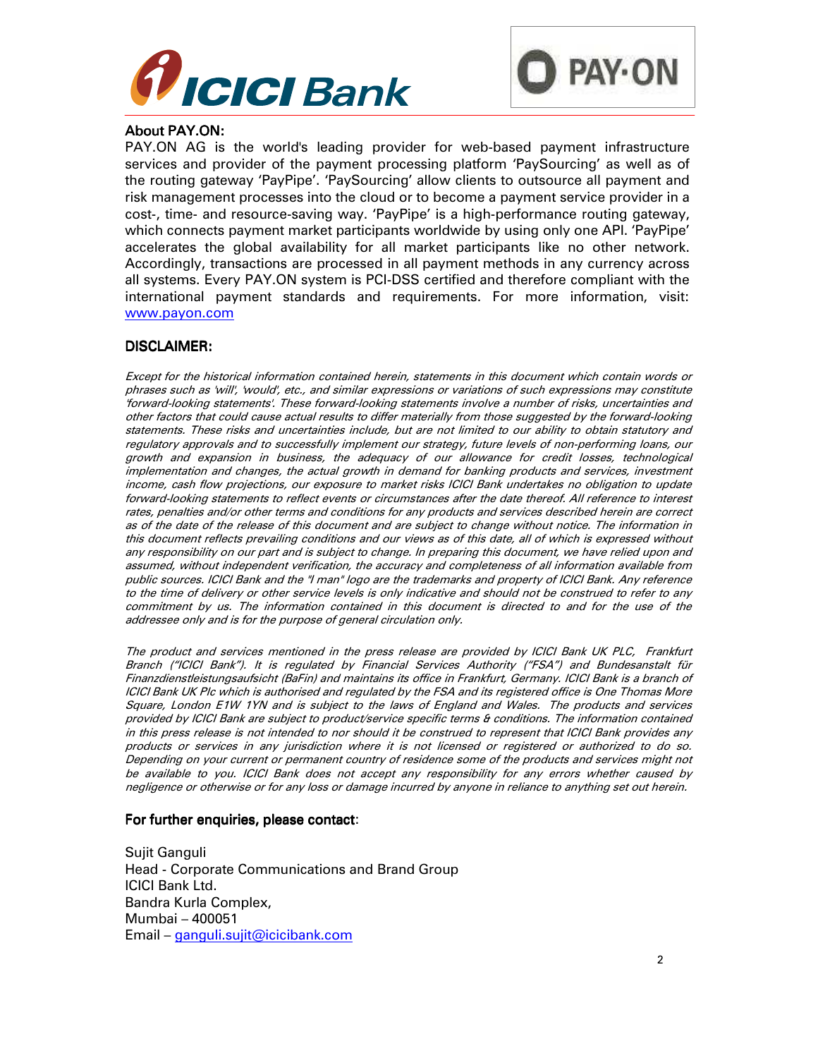**About PAY.ON:**

PAY.ON AG is the world's leading provider for web-based payment infrastructure services and provider of the payment processing platform 'PaySourcing' as well as of the routing gateway 'PayPipe'. 'PaySourcing' allow clients to outsource all payment and risk management processes into the cloud or to become a payment service provider in a cost-, time- and resource-saving way. 'PayPipe' is a high-performance routing gateway, which connects payment market participants worldwide by using only one API. 'PayPipe' accelerates the global availability for all market participants like no other network. Accordingly, transactions are processed in all payment methods in any currency across all systems. Every PAY.ON system is PCI-DSS certified and therefore compliant with the international payment standards and requirements. For more information, visit: www.payon.com

**DISCLAIMER:**

*Except for the historical information contained herein, statements in this document which contain words or phrases such as 'will', 'would', etc., and similar expressions or variations of such expressions may constitute 'forward-looking statements'. These forward-looking statements involve a number of risks, uncertainties and other factors that could cause actual results to differ materially from those suggested by the forward-looking statements. These risks and uncertainties include, but are not limited to our ability to obtain statutory and regulatory approvals and to successfully implement our strategy, future levels of non-performing loans, our growth and expansion in business, the adequacy of our allowance for credit losses, technological implementation and changes, the actual growth in demand for banking products and services, investment income, cash flow projections, our exposure to market risks ICICI Bank undertakes no obligation to update forward-looking statements to reflect events or circumstances after the date thereof. All reference to interest rates, penalties and/or other terms and conditions for any products and services described herein are correct as of the date of the release of this document and are subject to change without notice. The information in this document reflects prevailing conditions and our views as of this date, all of which is expressed without any responsibility on our part and is subject to change. In preparing this document, we have relied upon and assumed, without independent verification, the accuracy and completeness of all information available from public sources. ICICI Bank and the "I man" logo are the trademarks and property of ICICI Bank. Any reference to the time of delivery or other service levels is only indicative and should not be construed to refer to any commitment by us. The information contained in this document is directed to and for the use of the addressee only and is for the purpose of general circulation only.*

*The product and services mentioned in the press release are provided by ICICI Bank UK PLC, Frankfurt Branch ("ICICI Bank"). It is regulated by Financial Services Authority ("FSA") and Bundesanstalt für Finanzdienstleistungsaufsicht (BaFin) and maintains its office in Frankfurt, Germany. ICICI Bank is a branch of ICICI Bank UK Plc which is authorised and regulated by the FSA and its registered office is One Thomas More Square, London E1W 1YN and is subject to the laws of England and Wales. The products and services provided by ICICI Bank are subject to product/service specific terms & conditions. The information contained in this press release is not intended to nor should it be construed to represent that ICICI Bank provides any products or services in any jurisdiction where it is not licensed or registered or authorized to do so. Depending on your current or permanent country of residence some of the products and services might not be available to you. ICICI Bank does not accept any responsibility for any errors whether caused by negligence or otherwise or for any loss or damage incurred by anyone in reliance to anything set out herein.*

**For further enquiries, please contact:**

Sujit Ganguli
Head - Corporate Communications and Brand Group
ICICI Bank Ltd.
Bandra Kurla Complex,
Mumbai – 400051
Email – ganguli.sujit@icicibank.com